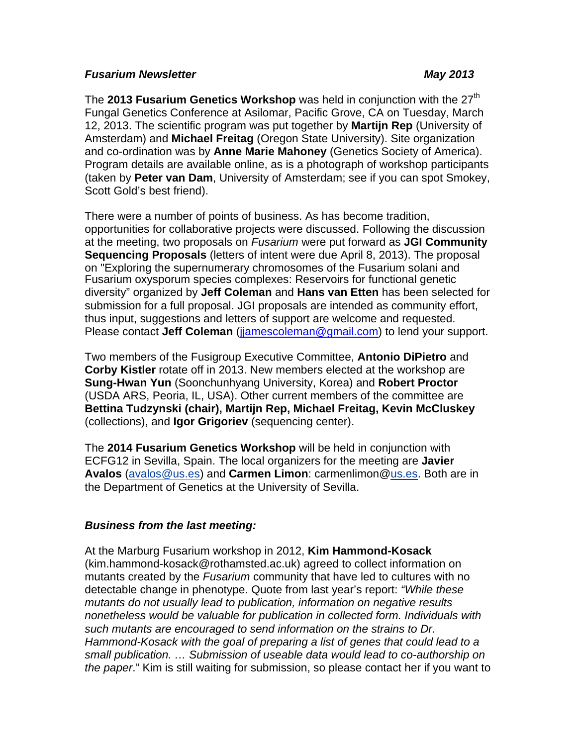***Fusarium Newsletter*** ***May 2013***

The **2013 Fusarium Genetics Workshop** was held in conjunction with the 27th Fungal Genetics Conference at Asilomar, Pacific Grove, CA on Tuesday, March 12, 2013. The scientific program was put together by **Martijn Rep** (University of Amsterdam) and **Michael Freitag** (Oregon State University). Site organization and co-ordination was by **Anne Marie Mahoney** (Genetics Society of America). Program details are available online, as is a photograph of workshop participants (taken by **Peter van Dam**, University of Amsterdam; see if you can spot Smokey, Scott Gold's best friend).

There were a number of points of business. As has become tradition, opportunities for collaborative projects were discussed. Following the discussion at the meeting, two proposals on *Fusarium* were put forward as **JGI Community Sequencing Proposals** (letters of intent were due April 8, 2013). The proposal on "Exploring the supernumerary chromosomes of the Fusarium solani and Fusarium oxysporum species complexes: Reservoirs for functional genetic diversity" organized by **Jeff Coleman** and **Hans van Etten** has been selected for submission for a full proposal. JGI proposals are intended as community effort, thus input, suggestions and letters of support are welcome and requested. Please contact **Jeff Coleman** (jjamescoleman@gmail.com) to lend your support.

Two members of the Fusigroup Executive Committee, **Antonio DiPietro** and **Corby Kistler** rotate off in 2013. New members elected at the workshop are **Sung-Hwan Yun** (Soonchunhyang University, Korea) and **Robert Proctor** (USDA ARS, Peoria, IL, USA). Other current members of the committee are **Bettina Tudzynski (chair), Martijn Rep, Michael Freitag, Kevin McCluskey** (collections), and **Igor Grigoriev** (sequencing center).

The **2014 Fusarium Genetics Workshop** will be held in conjunction with ECFG12 in Sevilla, Spain. The local organizers for the meeting are **Javier Avalos** (avalos@us.es) and **Carmen Limon**: carmenlimon@us.es. Both are in the Department of Genetics at the University of Sevilla.

***Business from the last meeting:***

At the Marburg Fusarium workshop in 2012, **Kim Hammond-Kosack** (kim.hammond-kosack@rothamsted.ac.uk) agreed to collect information on mutants created by the *Fusarium* community that have led to cultures with no detectable change in phenotype. Quote from last year's report: *"While these mutants do not usually lead to publication, information on negative results nonetheless would be valuable for publication in collected form. Individuals with such mutants are encouraged to send information on the strains to Dr. Hammond-Kosack with the goal of preparing a list of genes that could lead to a small publication. … Submission of useable data would lead to co-authorship on the paper*." Kim is still waiting for submission, so please contact her if you want to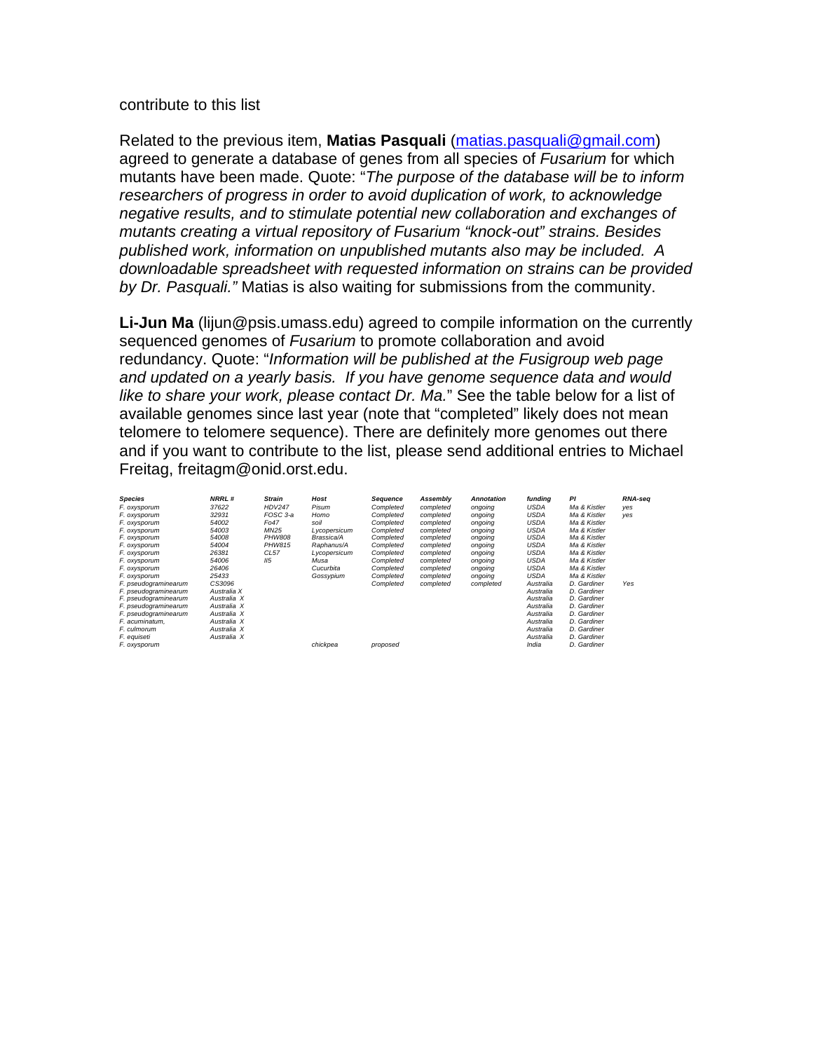contribute to this list

Related to the previous item, **Matias Pasquali** (matias.pasquali@gmail.com) agreed to generate a database of genes from all species of *Fusarium* for which mutants have been made. Quote: "*The purpose of the database will be to inform researchers of progress in order to avoid duplication of work, to acknowledge negative results, and to stimulate potential new collaboration and exchanges of mutants creating a virtual repository of Fusarium "knock-out" strains. Besides published work, information on unpublished mutants also may be included. A downloadable spreadsheet with requested information on strains can be provided by Dr. Pasquali.*" Matias is also waiting for submissions from the community.

**Li-Jun Ma** (lijun@psis.umass.edu) agreed to compile information on the currently sequenced genomes of *Fusarium* to promote collaboration and avoid redundancy. Quote: "*Information will be published at the Fusigroup web page and updated on a yearly basis. If you have genome sequence data and would like to share your work, please contact Dr. Ma.*" See the table below for a list of available genomes since last year (note that "completed" likely does not mean telomere to telomere sequence). There are definitely more genomes out there and if you want to contribute to the list, please send additional entries to Michael Freitag, freitagm@onid.orst.edu.

| *Species* | *NRRL #* | *Strain* | *Host* | *Sequence* | *Assembly* | *Annotation* | *funding* | *PI* | *RNA-seq* |
|---|---|---|---|---|---|---|---|---|---|
| *F. oxysporum* | *37622* | *HDV247* | *Pisum* | *Completed* | *completed* | *ongoing* | *USDA* | *Ma & Kistler* | *yes* |
| *F. oxysporum* | *32931* | *FOSC 3-a* | *Homo* | *Completed* | *completed* | *ongoing* | *USDA* | *Ma & Kistler* | *yes* |
| *F. oxysporum* | *54002* | *Fo47* | *soil* | *Completed* | *completed* | *ongoing* | *USDA* | *Ma & Kistler* | |
| *F. oxysporum* | *54003* | *MN25* | *Lycopersicum* | *Completed* | *completed* | *ongoing* | *USDA* | *Ma & Kistler* | |
| *F. oxysporum* | *54008* | *PHW808* | *Brassica/A* | *Completed* | *completed* | *ongoing* | *USDA* | *Ma & Kistler* | |
| *F. oxysporum* | *54004* | *PHW815* | *Raphanus/A* | *Completed* | *completed* | *ongoing* | *USDA* | *Ma & Kistler* | |
| *F. oxysporum* | *26381* | *CL57* | *Lycopersicum* | *Completed* | *completed* | *ongoing* | *USDA* | *Ma & Kistler* | |
| *F. oxysporum* | *54006* | *II5* | *Musa* | *Completed* | *completed* | *ongoing* | *USDA* | *Ma & Kistler* | |
| *F. oxysporum* | *26406* | | *Cucurbita* | *Completed* | *completed* | *ongoing* | *USDA* | *Ma & Kistler* | |
| *F. oxysporum* | *25433* | | *Gossypium* | *Completed* | *completed* | *ongoing* | *USDA* | *Ma & Kistler* | |
| *F. pseudograminearum* | *CS3096* | | | *Completed* | *completed* | *completed* | *Australia* | *D. Gardiner* | *Yes* |
| *F. pseudograminearum* | *Australia X* | | | | | | *Australia* | *D. Gardiner* | |
| *F. pseudograminearum* | *Australia X* | | | | | | *Australia* | *D. Gardiner* | |
| *F. pseudograminearum* | *Australia X* | | | | | | *Australia* | *D. Gardiner* | |
| *F. pseudograminearum* | *Australia X* | | | | | | *Australia* | *D. Gardiner* | |
| *F. acuminatum,* | *Australia X* | | | | | | *Australia* | *D. Gardiner* | |
| *F. culmorum* | *Australia X* | | | | | | *Australia* | *D. Gardiner* | |
| *F. equiseti* | *Australia X* | | | | | | *Australia* | *D. Gardiner* | |
| *F. oxysporum* | | | *chickpea* | *proposed* | | | *India* | *D. Gardiner* | |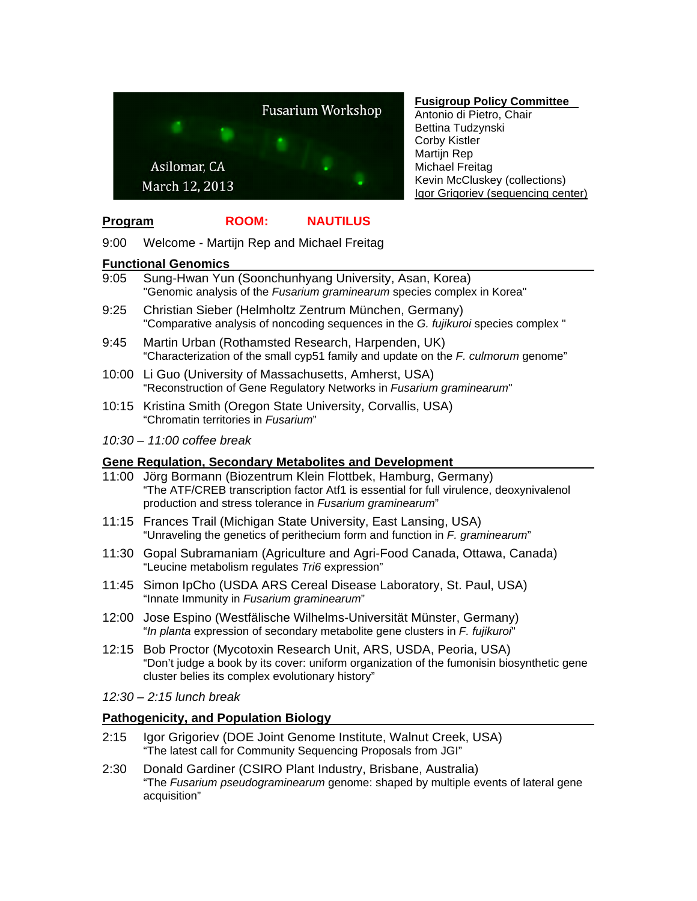Fusarium Workshop

Asilomar, CA

March 12, 2013

**Fusigroup Policy Committee**

Antonio di Pietro, Chair
Bettina Tudzynski
Corby Kistler
Martijn Rep
Michael Freitag
Kevin McCluskey (collections)
Igor Grigoriev (sequencing center)

**Program** **ROOM: NAUTILUS**

9:00 Welcome - Martijn Rep and Michael Freitag

## Functional Genomics

9:05 Sung-Hwan Yun (Soonchunhyang University, Asan, Korea)
"Genomic analysis of the *Fusarium graminearum* species complex in Korea"

9:25 Christian Sieber (Helmholtz Zentrum München, Germany)
"Comparative analysis of noncoding sequences in the *G. fujikuroi* species complex "

9:45 Martin Urban (Rothamsted Research, Harpenden, UK)
"Characterization of the small cyp51 family and update on the *F. culmorum* genome"

10:00 Li Guo (University of Massachusetts, Amherst, USA)
"Reconstruction of Gene Regulatory Networks in *Fusarium graminearum*"

10:15 Kristina Smith (Oregon State University, Corvallis, USA)
"Chromatin territories in *Fusarium*"

*10:30 – 11:00 coffee break*

## Gene Regulation, Secondary Metabolites and Development

11:00 Jörg Bormann (Biozentrum Klein Flottbek, Hamburg, Germany)
"The ATF/CREB transcription factor Atf1 is essential for full virulence, deoxynivalenol production and stress tolerance in *Fusarium graminearum*"

11:15 Frances Trail (Michigan State University, East Lansing, USA)
"Unraveling the genetics of perithecium form and function in *F. graminearum*"

11:30 Gopal Subramaniam (Agriculture and Agri-Food Canada, Ottawa, Canada)
"Leucine metabolism regulates *Tri6* expression"

11:45 Simon IpCho (USDA ARS Cereal Disease Laboratory, St. Paul, USA)
"Innate Immunity in *Fusarium graminearum*"

12:00 Jose Espino (Westfälische Wilhelms-Universität Münster, Germany)
"*In planta* expression of secondary metabolite gene clusters in *F. fujikuroi*"

12:15 Bob Proctor (Mycotoxin Research Unit, ARS, USDA, Peoria, USA)
"Don't judge a book by its cover: uniform organization of the fumonisin biosynthetic gene cluster belies its complex evolutionary history"

*12:30 – 2:15 lunch break*

## Pathogenicity, and Population Biology

2:15 Igor Grigoriev (DOE Joint Genome Institute, Walnut Creek, USA)
"The latest call for Community Sequencing Proposals from JGI"

2:30 Donald Gardiner (CSIRO Plant Industry, Brisbane, Australia)
"The *Fusarium pseudograminearum* genome: shaped by multiple events of lateral gene acquisition"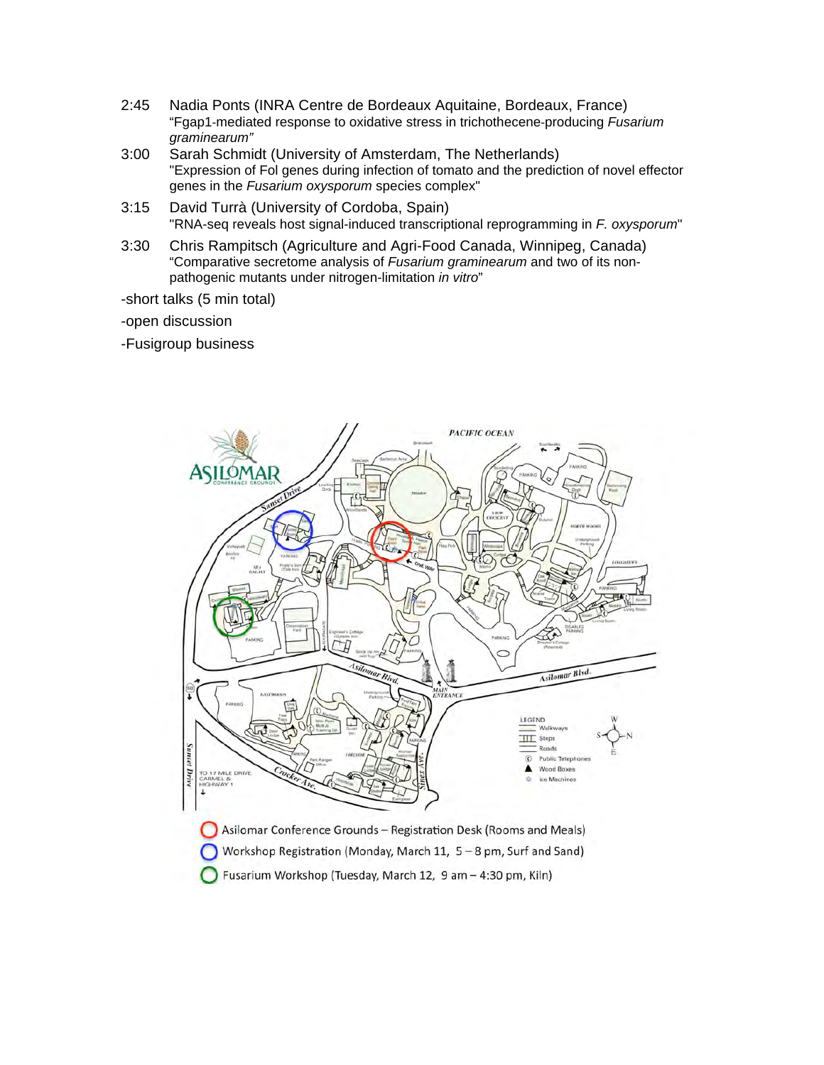2:45 Nadia Ponts (INRA Centre de Bordeaux Aquitaine, Bordeaux, France)
"Fgap1-mediated response to oxidative stress in trichothecene-producing *Fusarium graminearum*"

3:00 Sarah Schmidt (University of Amsterdam, The Netherlands)
"Expression of Fol genes during infection of tomato and the prediction of novel effector genes in the *Fusarium oxysporum* species complex"

3:15 David Turrà (University of Cordoba, Spain)
"RNA-seq reveals host signal-induced transcriptional reprogramming in *F. oxysporum*"

3:30 Chris Rampitsch (Agriculture and Agri-Food Canada, Winnipeg, Canada)
"Comparative secretome analysis of *Fusarium graminearum* and two of its non-pathogenic mutants under nitrogen-limitation *in vitro*"

-short talks (5 min total)

-open discussion

-Fusigroup business

Asilomar Conference Grounds – Registration Desk (Rooms and Meals)

Workshop Registration (Monday, March 11, 5 – 8 pm, Surf and Sand)

Fusarium Workshop (Tuesday, March 12, 9 am – 4:30 pm, Kiln)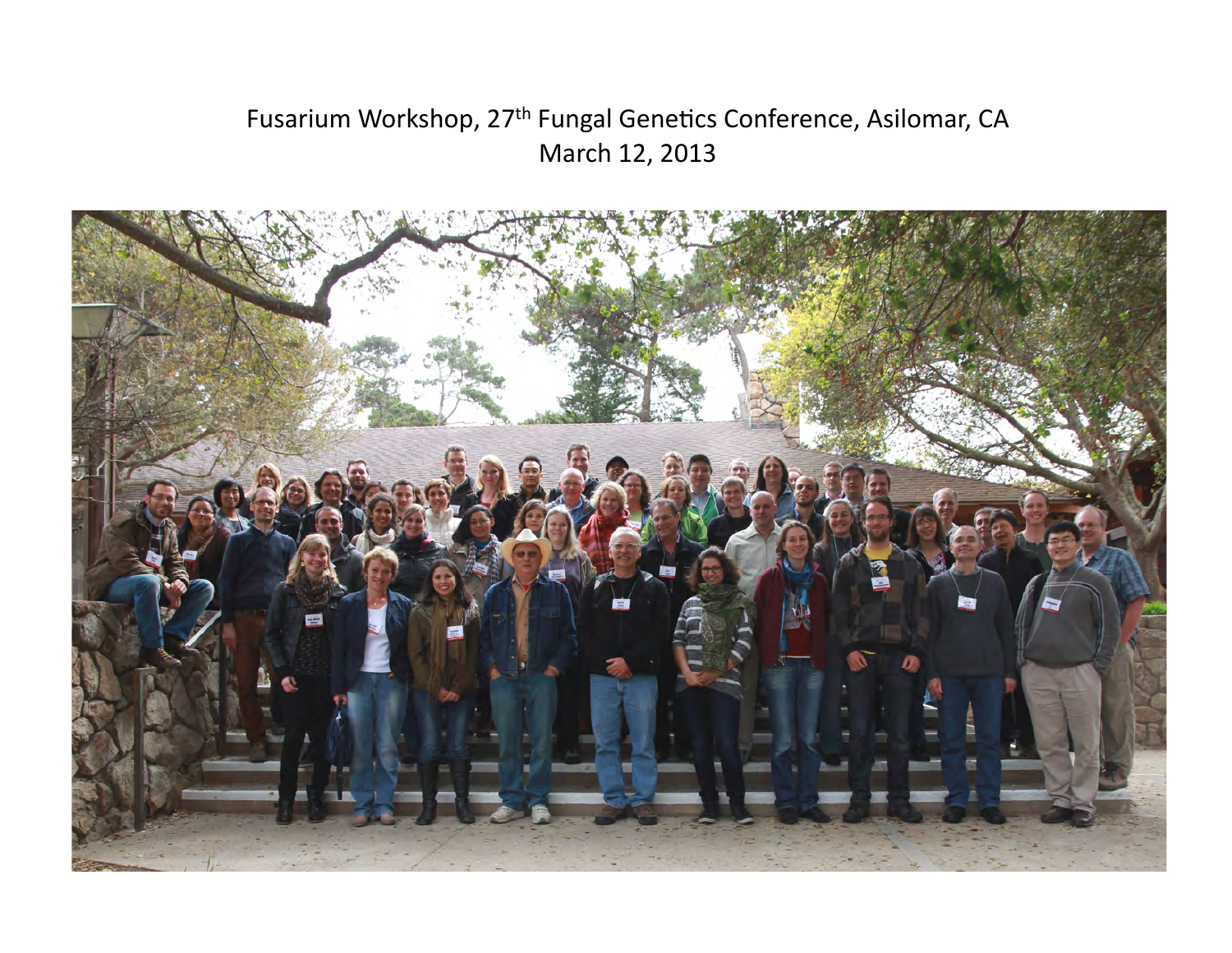Fusarium Workshop, 27th Fungal Genetics Conference, Asilomar, CA
March 12, 2013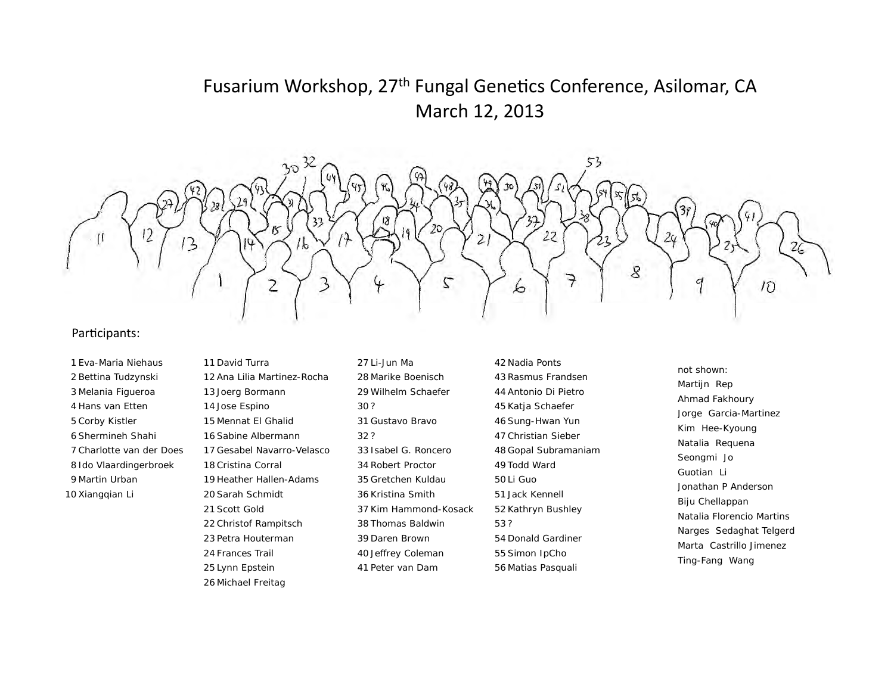# Fusarium Workshop, 27th Fungal Genetics Conference, Asilomar, CA
## March 12, 2013

30 32 53
44 45 46 47 48 49 50 51 52
27 42 43 28 29 31 34 35 36 54 55 56
33 18 19 20 37 38 39 40 41
11 12 13 14 15 16 17 21 22 23 24 25 26
1 2 3 4 5 6 7 8 9 10

Participants:

1 Eva-Maria Niehaus
2 Bettina Tudzynski
3 Melania Figueroa
4 Hans van Etten
5 Corby Kistler
6 Shermineh Shahi
7 Charlotte van der Does
8 Ido Vlaardingerbroek
9 Martin Urban
10 Xiangqian Li

11 David Turra
12 Ana Lilia Martinez-Rocha
13 Joerg Bormann
14 Jose Espino
15 Mennat El Ghalid
16 Sabine Albermann
17 Gesabel Navarro-Velasco
18 Cristina Corral
19 Heather Hallen-Adams
20 Sarah Schmidt
21 Scott Gold
22 Christof Rampitsch
23 Petra Houterman
24 Frances Trail
25 Lynn Epstein
26 Michael Freitag

27 Li-Jun Ma
28 Marike Boenisch
29 Wilhelm Schaefer
30 ?
31 Gustavo Bravo
32 ?
33 Isabel G. Roncero
34 Robert Proctor
35 Gretchen Kuldau
36 Kristina Smith
37 Kim Hammond-Kosack
38 Thomas Baldwin
39 Daren Brown
40 Jeffrey Coleman
41 Peter van Dam

42 Nadia Ponts
43 Rasmus Frandsen
44 Antonio Di Pietro
45 Katja Schaefer
46 Sung-Hwan Yun
47 Christian Sieber
48 Gopal Subramaniam
49 Todd Ward
50 Li Guo
51 Jack Kennell
52 Kathryn Bushley
53 ?
54 Donald Gardiner
55 Simon IpCho
56 Matias Pasquali

not shown:
Martijn Rep
Ahmad Fakhoury
Jorge Garcia-Martinez
Kim Hee-Kyoung
Natalia Requena
Seongmi Jo
Guotian Li
Jonathan P Anderson
Biju Chellappan
Natalia Florencio Martins
Narges Sedaghat Telgerd
Marta Castrillo Jimenez
Ting-Fang Wang